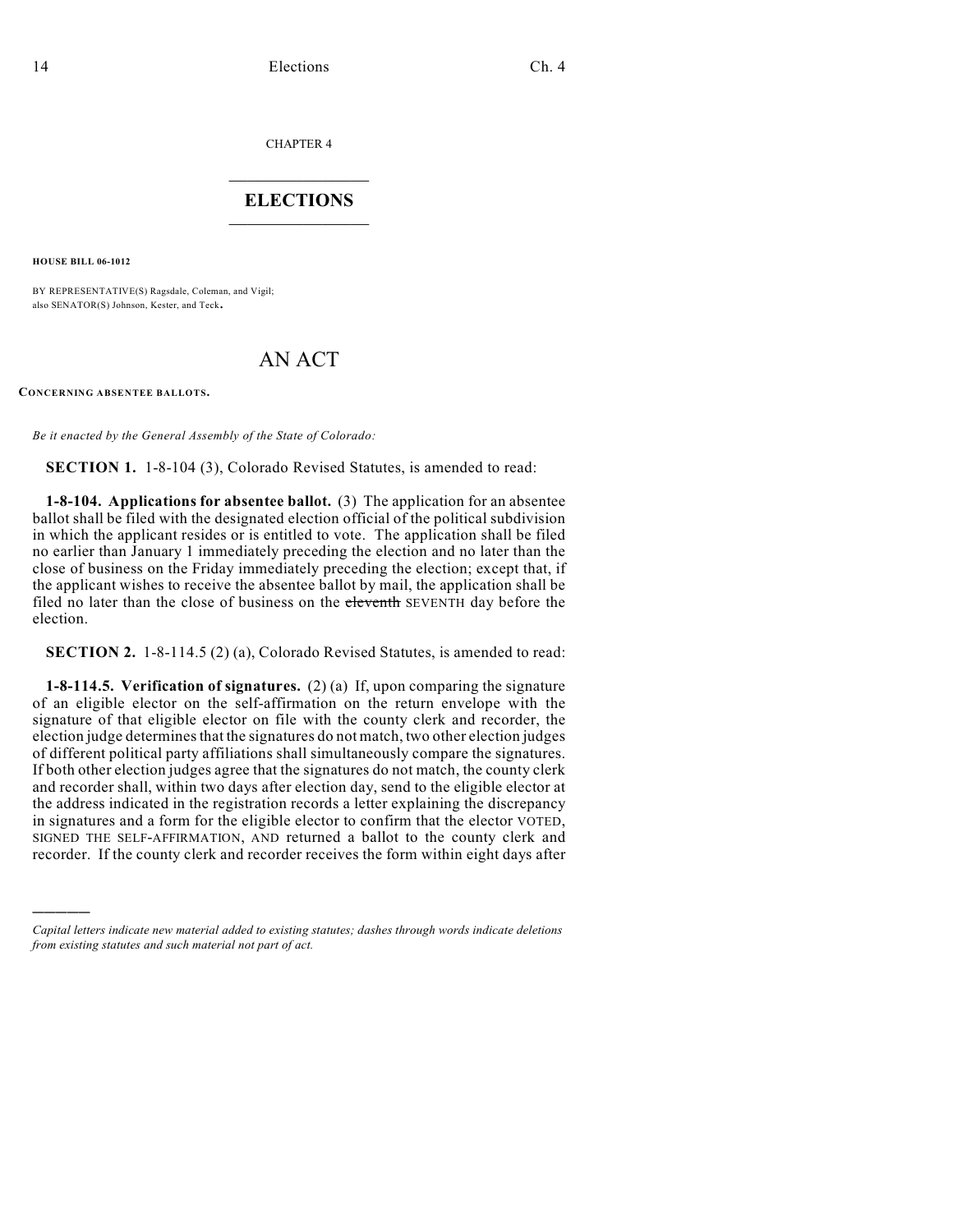CHAPTER 4

# ELECTIONS

**HOUSE BILL 06-1012**

BY REPRESENTATIVE(S) Ragsdale, Coleman, and Vigil;
also SENATOR(S) Johnson, Kester, and Teck.

# AN ACT

**CONCERNING ABSENTEE BALLOTS.**

*Be it enacted by the General Assembly of the State of Colorado:*

**SECTION 1.** 1-8-104 (3), Colorado Revised Statutes, is amended to read:

**1-8-104. Applications for absentee ballot.** (3) The application for an absentee ballot shall be filed with the designated election official of the political subdivision in which the applicant resides or is entitled to vote. The application shall be filed no earlier than January 1 immediately preceding the election and no later than the close of business on the Friday immediately preceding the election; except that, if the applicant wishes to receive the absentee ballot by mail, the application shall be filed no later than the close of business on the ~~eleventh~~ SEVENTH day before the election.

**SECTION 2.** 1-8-114.5 (2) (a), Colorado Revised Statutes, is amended to read:

**1-8-114.5. Verification of signatures.** (2) (a) If, upon comparing the signature of an eligible elector on the self-affirmation on the return envelope with the signature of that eligible elector on file with the county clerk and recorder, the election judge determines that the signatures do not match, two other election judges of different political party affiliations shall simultaneously compare the signatures. If both other election judges agree that the signatures do not match, the county clerk and recorder shall, within two days after election day, send to the eligible elector at the address indicated in the registration records a letter explaining the discrepancy in signatures and a form for the eligible elector to confirm that the elector VOTED, SIGNED THE SELF-AFFIRMATION, AND returned a ballot to the county clerk and recorder. If the county clerk and recorder receives the form within eight days after

---

*Capital letters indicate new material added to existing statutes; dashes through words indicate deletions from existing statutes and such material not part of act.*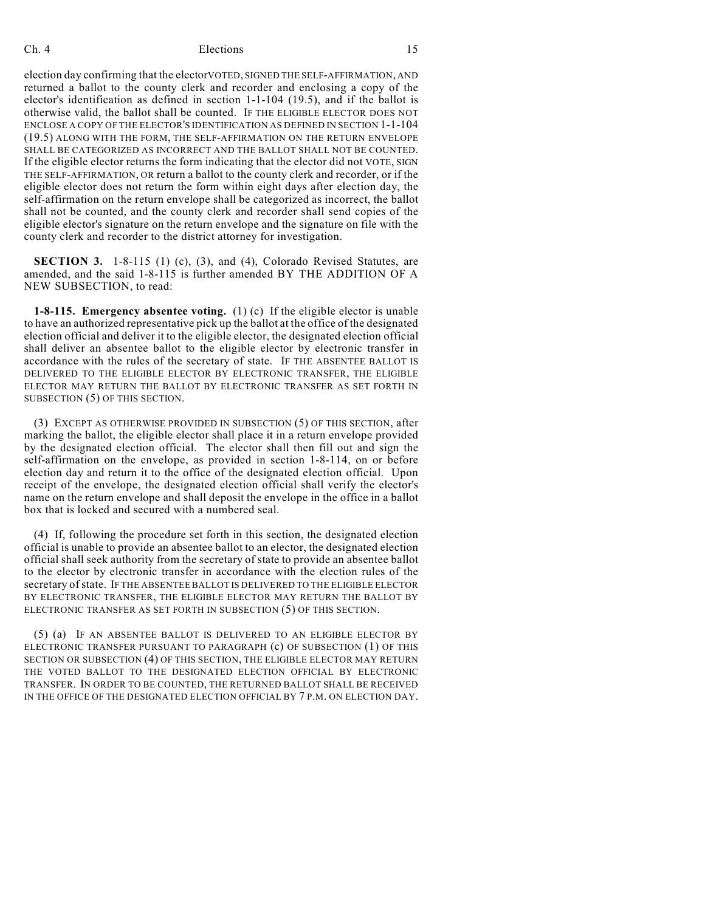election day confirming that the electorVOTED, SIGNED THE SELF-AFFIRMATION, AND returned a ballot to the county clerk and recorder and enclosing a copy of the elector's identification as defined in section 1-1-104 (19.5), and if the ballot is otherwise valid, the ballot shall be counted. IF THE ELIGIBLE ELECTOR DOES NOT ENCLOSE A COPY OF THE ELECTOR'S IDENTIFICATION AS DEFINED IN SECTION 1-1-104 (19.5) ALONG WITH THE FORM, THE SELF-AFFIRMATION ON THE RETURN ENVELOPE SHALL BE CATEGORIZED AS INCORRECT AND THE BALLOT SHALL NOT BE COUNTED. If the eligible elector returns the form indicating that the elector did not VOTE, SIGN THE SELF-AFFIRMATION, OR return a ballot to the county clerk and recorder, or if the eligible elector does not return the form within eight days after election day, the self-affirmation on the return envelope shall be categorized as incorrect, the ballot shall not be counted, and the county clerk and recorder shall send copies of the eligible elector's signature on the return envelope and the signature on file with the county clerk and recorder to the district attorney for investigation.

**SECTION 3.** 1-8-115 (1) (c), (3), and (4), Colorado Revised Statutes, are amended, and the said 1-8-115 is further amended BY THE ADDITION OF A NEW SUBSECTION, to read:

**1-8-115. Emergency absentee voting.** (1) (c) If the eligible elector is unable to have an authorized representative pick up the ballot at the office of the designated election official and deliver it to the eligible elector, the designated election official shall deliver an absentee ballot to the eligible elector by electronic transfer in accordance with the rules of the secretary of state. IF THE ABSENTEE BALLOT IS DELIVERED TO THE ELIGIBLE ELECTOR BY ELECTRONIC TRANSFER, THE ELIGIBLE ELECTOR MAY RETURN THE BALLOT BY ELECTRONIC TRANSFER AS SET FORTH IN SUBSECTION (5) OF THIS SECTION.

(3) EXCEPT AS OTHERWISE PROVIDED IN SUBSECTION (5) OF THIS SECTION, after marking the ballot, the eligible elector shall place it in a return envelope provided by the designated election official. The elector shall then fill out and sign the self-affirmation on the envelope, as provided in section 1-8-114, on or before election day and return it to the office of the designated election official. Upon receipt of the envelope, the designated election official shall verify the elector's name on the return envelope and shall deposit the envelope in the office in a ballot box that is locked and secured with a numbered seal.

(4) If, following the procedure set forth in this section, the designated election official is unable to provide an absentee ballot to an elector, the designated election official shall seek authority from the secretary of state to provide an absentee ballot to the elector by electronic transfer in accordance with the election rules of the secretary of state. IF THE ABSENTEE BALLOT IS DELIVERED TO THE ELIGIBLE ELECTOR BY ELECTRONIC TRANSFER, THE ELIGIBLE ELECTOR MAY RETURN THE BALLOT BY ELECTRONIC TRANSFER AS SET FORTH IN SUBSECTION (5) OF THIS SECTION.

(5) (a) IF AN ABSENTEE BALLOT IS DELIVERED TO AN ELIGIBLE ELECTOR BY ELECTRONIC TRANSFER PURSUANT TO PARAGRAPH (c) OF SUBSECTION (1) OF THIS SECTION OR SUBSECTION (4) OF THIS SECTION, THE ELIGIBLE ELECTOR MAY RETURN THE VOTED BALLOT TO THE DESIGNATED ELECTION OFFICIAL BY ELECTRONIC TRANSFER. IN ORDER TO BE COUNTED, THE RETURNED BALLOT SHALL BE RECEIVED IN THE OFFICE OF THE DESIGNATED ELECTION OFFICIAL BY 7 P.M. ON ELECTION DAY.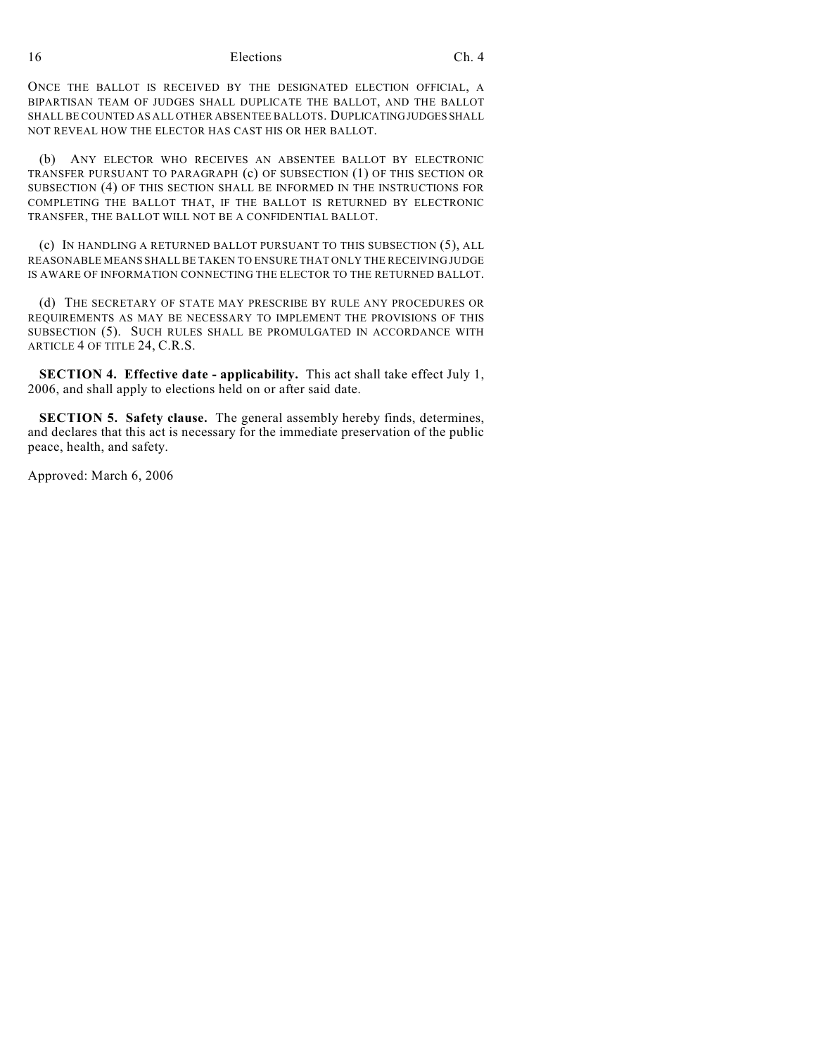ONCE THE BALLOT IS RECEIVED BY THE DESIGNATED ELECTION OFFICIAL, A BIPARTISAN TEAM OF JUDGES SHALL DUPLICATE THE BALLOT, AND THE BALLOT SHALL BE COUNTED AS ALL OTHER ABSENTEE BALLOTS. DUPLICATING JUDGES SHALL NOT REVEAL HOW THE ELECTOR HAS CAST HIS OR HER BALLOT.

(b) ANY ELECTOR WHO RECEIVES AN ABSENTEE BALLOT BY ELECTRONIC TRANSFER PURSUANT TO PARAGRAPH (c) OF SUBSECTION (1) OF THIS SECTION OR SUBSECTION (4) OF THIS SECTION SHALL BE INFORMED IN THE INSTRUCTIONS FOR COMPLETING THE BALLOT THAT, IF THE BALLOT IS RETURNED BY ELECTRONIC TRANSFER, THE BALLOT WILL NOT BE A CONFIDENTIAL BALLOT.

(c) IN HANDLING A RETURNED BALLOT PURSUANT TO THIS SUBSECTION (5), ALL REASONABLE MEANS SHALL BE TAKEN TO ENSURE THAT ONLY THE RECEIVING JUDGE IS AWARE OF INFORMATION CONNECTING THE ELECTOR TO THE RETURNED BALLOT.

(d) THE SECRETARY OF STATE MAY PRESCRIBE BY RULE ANY PROCEDURES OR REQUIREMENTS AS MAY BE NECESSARY TO IMPLEMENT THE PROVISIONS OF THIS SUBSECTION (5). SUCH RULES SHALL BE PROMULGATED IN ACCORDANCE WITH ARTICLE 4 OF TITLE 24, C.R.S.

**SECTION 4. Effective date - applicability.** This act shall take effect July 1, 2006, and shall apply to elections held on or after said date.

**SECTION 5. Safety clause.** The general assembly hereby finds, determines, and declares that this act is necessary for the immediate preservation of the public peace, health, and safety.

Approved: March 6, 2006